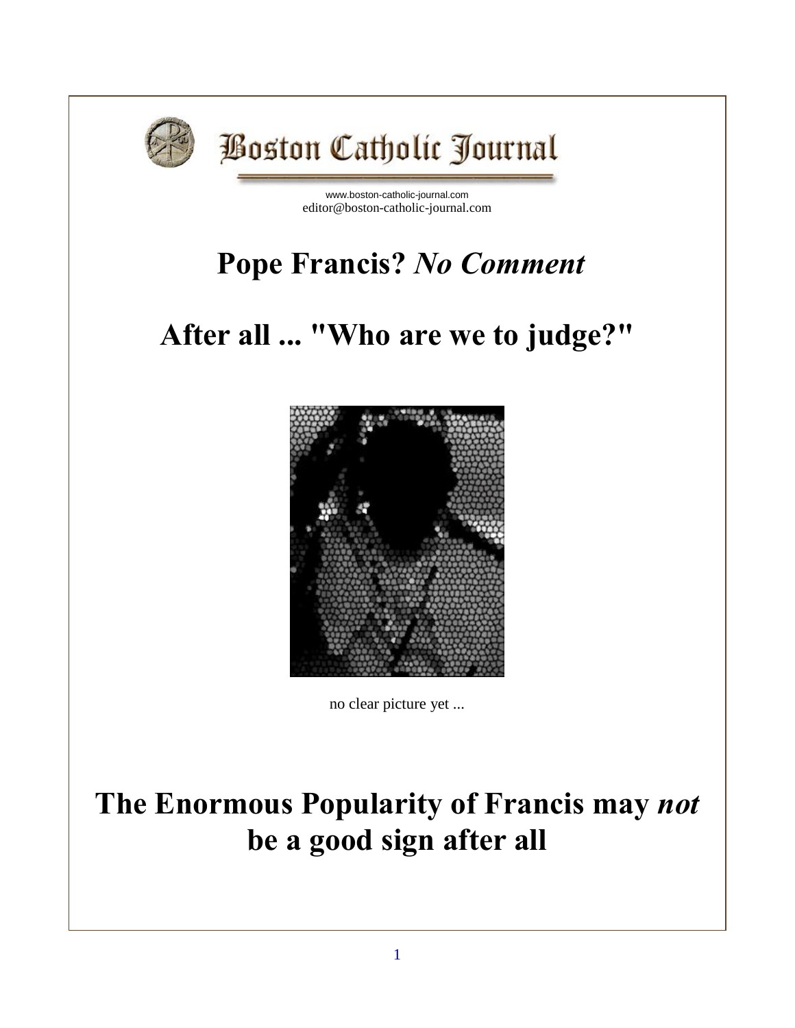Boston Catholic Journal

www.boston-catholic-journal.com
editor@boston-catholic-journal.com

# Pope Francis? *No Comment*

# After all ... "Who are we to judge?"

no clear picture yet ...

# The Enormous Popularity of Francis may *not* be a good sign after all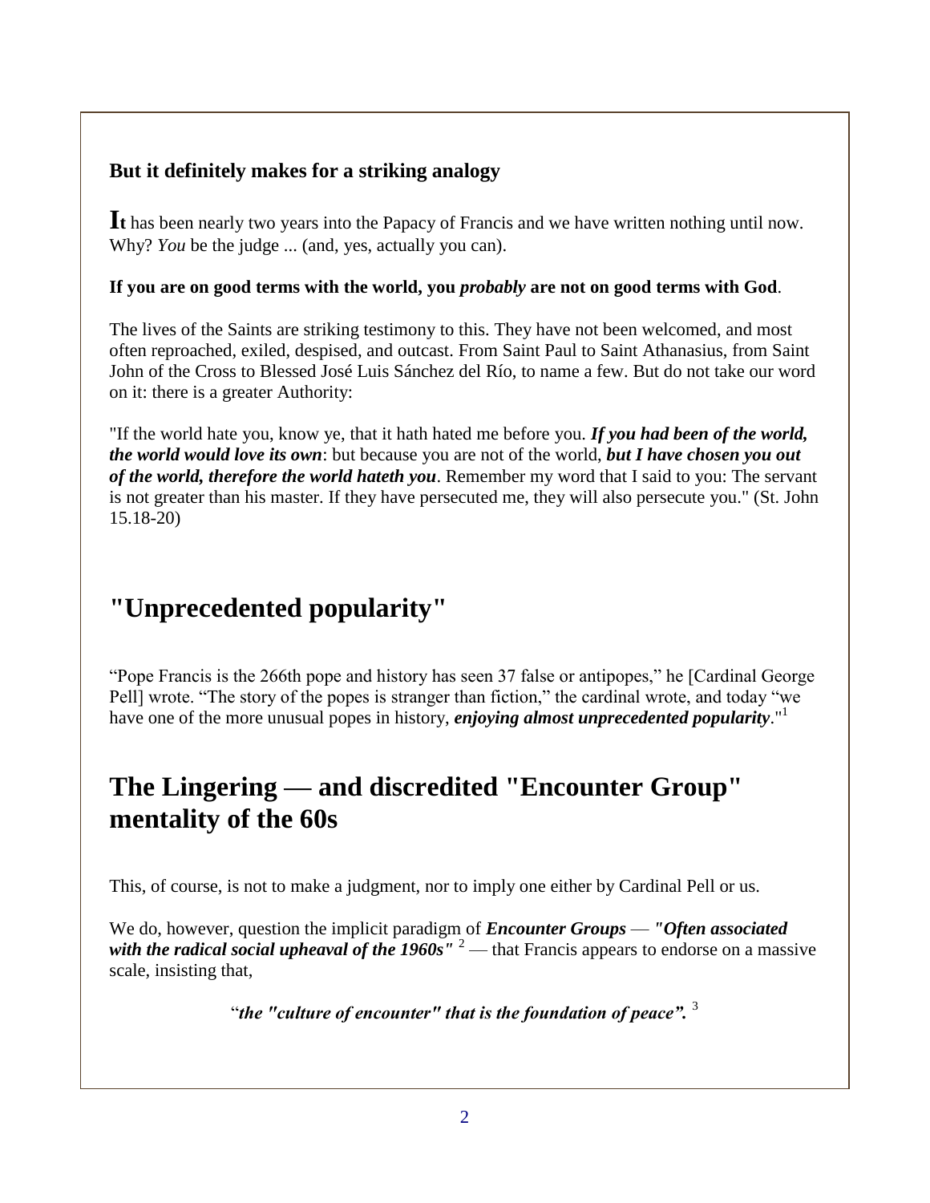**But it definitely makes for a striking analogy**

**It** has been nearly two years into the Papacy of Francis and we have written nothing until now. Why? *You* be the judge ... (and, yes, actually you can).

**If you are on good terms with the world, you *probably* are not on good terms with God**.

The lives of the Saints are striking testimony to this. They have not been welcomed, and most often reproached, exiled, despised, and outcast. From Saint Paul to Saint Athanasius, from Saint John of the Cross to Blessed José Luis Sánchez del Río, to name a few. But do not take our word on it: there is a greater Authority:

"If the world hate you, know ye, that it hath hated me before you. ***If you had been of the world, the world would love its own***: but because you are not of the world, ***but I have chosen you out of the world, therefore the world hateth you***. Remember my word that I said to you: The servant is not greater than his master. If they have persecuted me, they will also persecute you." (St. John 15.18-20)

## "Unprecedented popularity"

"Pope Francis is the 266th pope and history has seen 37 false or antipopes," he [Cardinal George Pell] wrote. "The story of the popes is stranger than fiction," the cardinal wrote, and today "we have one of the more unusual popes in history, ***enjoying almost unprecedented popularity***."[1]

## The Lingering — and discredited "Encounter Group" mentality of the 60s

This, of course, is not to make a judgment, nor to imply one either by Cardinal Pell or us.

We do, however, question the implicit paradigm of ***Encounter Groups*** — ***"Often associated with the radical social upheaval of the 1960s"*** [2] — that Francis appears to endorse on a massive scale, insisting that,

"***the "culture of encounter" that is the foundation of peace".*** [3]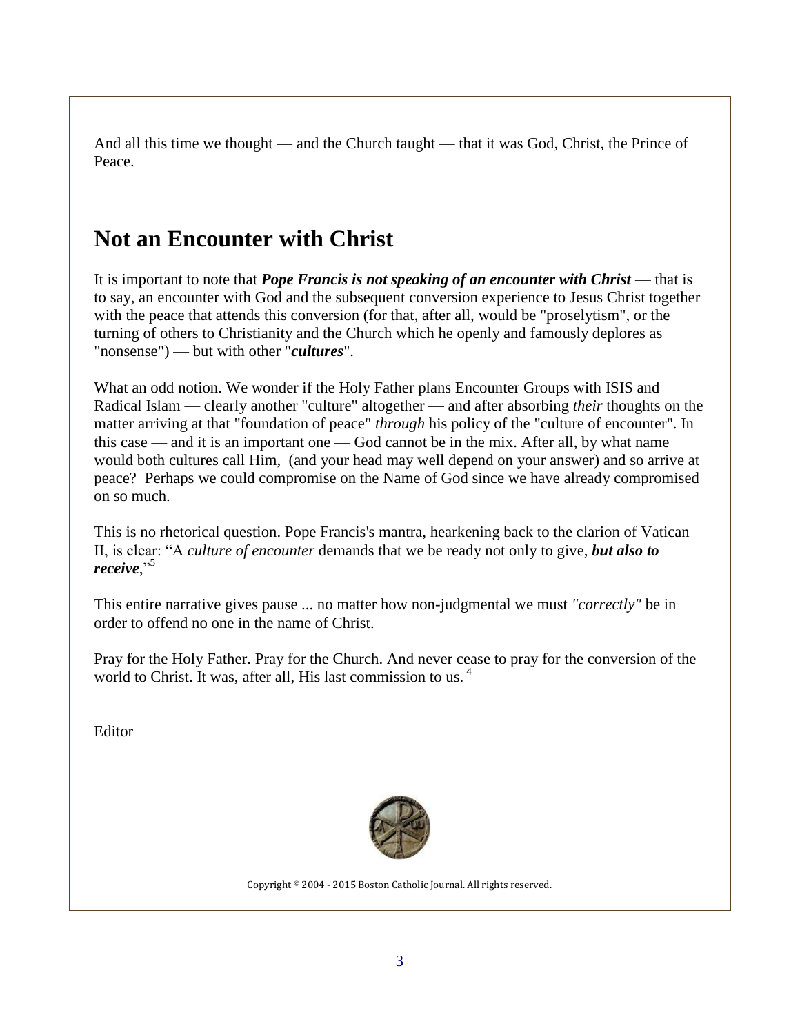And all this time we thought — and the Church taught — that it was God, Christ, the Prince of Peace.

## Not an Encounter with Christ

It is important to note that ***Pope Francis is not speaking of an encounter with Christ*** — that is to say, an encounter with God and the subsequent conversion experience to Jesus Christ together with the peace that attends this conversion (for that, after all, would be "proselytism", or the turning of others to Christianity and the Church which he openly and famously deplores as "nonsense") — but with other "***cultures***".

What an odd notion. We wonder if the Holy Father plans Encounter Groups with ISIS and Radical Islam — clearly another "culture" altogether — and after absorbing *their* thoughts on the matter arriving at that "foundation of peace" *through* his policy of the "culture of encounter". In this case — and it is an important one — God cannot be in the mix. After all, by what name would both cultures call Him, (and your head may well depend on your answer) and so arrive at peace? Perhaps we could compromise on the Name of God since we have already compromised on so much.

This is no rhetorical question. Pope Francis's mantra, hearkening back to the clarion of Vatican II, is clear: "A *culture of encounter* demands that we be ready not only to give, ***but also to receive***,"[5]

This entire narrative gives pause ... no matter how non-judgmental we must *"correctly"* be in order to offend no one in the name of Christ.

Pray for the Holy Father. Pray for the Church. And never cease to pray for the conversion of the world to Christ. It was, after all, His last commission to us. [4]

Editor

Copyright © 2004 - 2015 Boston Catholic Journal. All rights reserved.